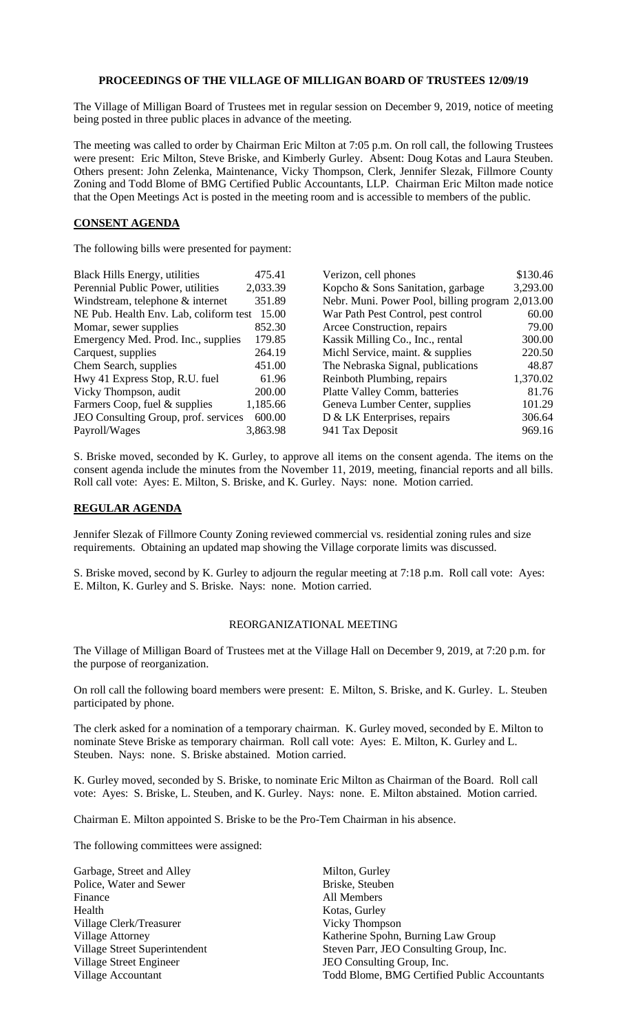**PROCEEDINGS OF THE VILLAGE OF MILLIGAN BOARD OF TRUSTEES 12/09/19**

The Village of Milligan Board of Trustees met in regular session on December 9, 2019, notice of meeting being posted in three public places in advance of the meeting.

The meeting was called to order by Chairman Eric Milton at 7:05 p.m. On roll call, the following Trustees were present: Eric Milton, Steve Briske, and Kimberly Gurley. Absent: Doug Kotas and Laura Steuben. Others present: John Zelenka, Maintenance, Vicky Thompson, Clerk, Jennifer Slezak, Fillmore County Zoning and Todd Blome of BMG Certified Public Accountants, LLP. Chairman Eric Milton made notice that the Open Meetings Act is posted in the meeting room and is accessible to members of the public.

**CONSENT AGENDA**

The following bills were presented for payment:

| | | | |
|---|---|---|---|
| Black Hills Energy, utilities | 475.41 | Verizon, cell phones | $130.46 |
| Perennial Public Power, utilities | 2,033.39 | Kopcho & Sons Sanitation, garbage | 3,293.00 |
| Windstream, telephone & internet | 351.89 | Nebr. Muni. Power Pool, billing program | 2,013.00 |
| NE Pub. Health Env. Lab, coliform test | 15.00 | War Path Pest Control, pest control | 60.00 |
| Momar, sewer supplies | 852.30 | Arcee Construction, repairs | 79.00 |
| Emergency Med. Prod. Inc., supplies | 179.85 | Kassik Milling Co., Inc., rental | 300.00 |
| Carquest, supplies | 264.19 | Michl Service, maint. & supplies | 220.50 |
| Chem Search, supplies | 451.00 | The Nebraska Signal, publications | 48.87 |
| Hwy 41 Express Stop, R.U. fuel | 61.96 | Reinboth Plumbing, repairs | 1,370.02 |
| Vicky Thompson, audit | 200.00 | Platte Valley Comm, batteries | 81.76 |
| Farmers Coop, fuel & supplies | 1,185.66 | Geneva Lumber Center, supplies | 101.29 |
| JEO Consulting Group, prof. services | 600.00 | D & LK Enterprises, repairs | 306.64 |
| Payroll/Wages | 3,863.98 | 941 Tax Deposit | 969.16 |

S. Briske moved, seconded by K. Gurley, to approve all items on the consent agenda. The items on the consent agenda include the minutes from the November 11, 2019, meeting, financial reports and all bills. Roll call vote: Ayes: E. Milton, S. Briske, and K. Gurley. Nays: none. Motion carried.

**REGULAR AGENDA**

Jennifer Slezak of Fillmore County Zoning reviewed commercial vs. residential zoning rules and size requirements. Obtaining an updated map showing the Village corporate limits was discussed.

S. Briske moved, second by K. Gurley to adjourn the regular meeting at 7:18 p.m. Roll call vote: Ayes: E. Milton, K. Gurley and S. Briske. Nays: none. Motion carried.

REORGANIZATIONAL MEETING

The Village of Milligan Board of Trustees met at the Village Hall on December 9, 2019, at 7:20 p.m. for the purpose of reorganization.

On roll call the following board members were present: E. Milton, S. Briske, and K. Gurley. L. Steuben participated by phone.

The clerk asked for a nomination of a temporary chairman. K. Gurley moved, seconded by E. Milton to nominate Steve Briske as temporary chairman. Roll call vote: Ayes: E. Milton, K. Gurley and L. Steuben. Nays: none. S. Briske abstained. Motion carried.

K. Gurley moved, seconded by S. Briske, to nominate Eric Milton as Chairman of the Board. Roll call vote: Ayes: S. Briske, L. Steuben, and K. Gurley. Nays: none. E. Milton abstained. Motion carried.

Chairman E. Milton appointed S. Briske to be the Pro-Tem Chairman in his absence.

The following committees were assigned:

| | |
|---|---|
| Garbage, Street and Alley | Milton, Gurley |
| Police, Water and Sewer | Briske, Steuben |
| Finance | All Members |
| Health | Kotas, Gurley |
| Village Clerk/Treasurer | Vicky Thompson |
| Village Attorney | Katherine Spohn, Burning Law Group |
| Village Street Superintendent | Steven Parr, JEO Consulting Group, Inc. |
| Village Street Engineer | JEO Consulting Group, Inc. |
| Village Accountant | Todd Blome, BMG Certified Public Accountants |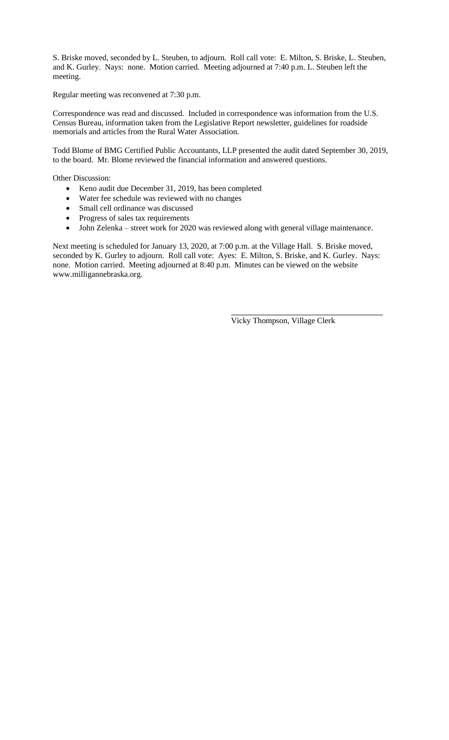S. Briske moved, seconded by L. Steuben, to adjourn. Roll call vote: E. Milton, S. Briske, L. Steuben, and K. Gurley. Nays: none. Motion carried. Meeting adjourned at 7:40 p.m. L. Steuben left the meeting.

Regular meeting was reconvened at 7:30 p.m.

Correspondence was read and discussed. Included in correspondence was information from the U.S. Census Bureau, information taken from the Legislative Report newsletter, guidelines for roadside memorials and articles from the Rural Water Association.

Todd Blome of BMG Certified Public Accountants, LLP presented the audit dated September 30, 2019, to the board. Mr. Blome reviewed the financial information and answered questions.

Other Discussion:

- Keno audit due December 31, 2019, has been completed
- Water fee schedule was reviewed with no changes
- Small cell ordinance was discussed
- Progress of sales tax requirements
- John Zelenka – street work for 2020 was reviewed along with general village maintenance.

Next meeting is scheduled for January 13, 2020, at 7:00 p.m. at the Village Hall. S. Briske moved, seconded by K. Gurley to adjourn. Roll call vote: Ayes: E. Milton, S. Briske, and K. Gurley. Nays: none. Motion carried. Meeting adjourned at 8:40 p.m. Minutes can be viewed on the website www.milligannebraska.org.

Vicky Thompson, Village Clerk